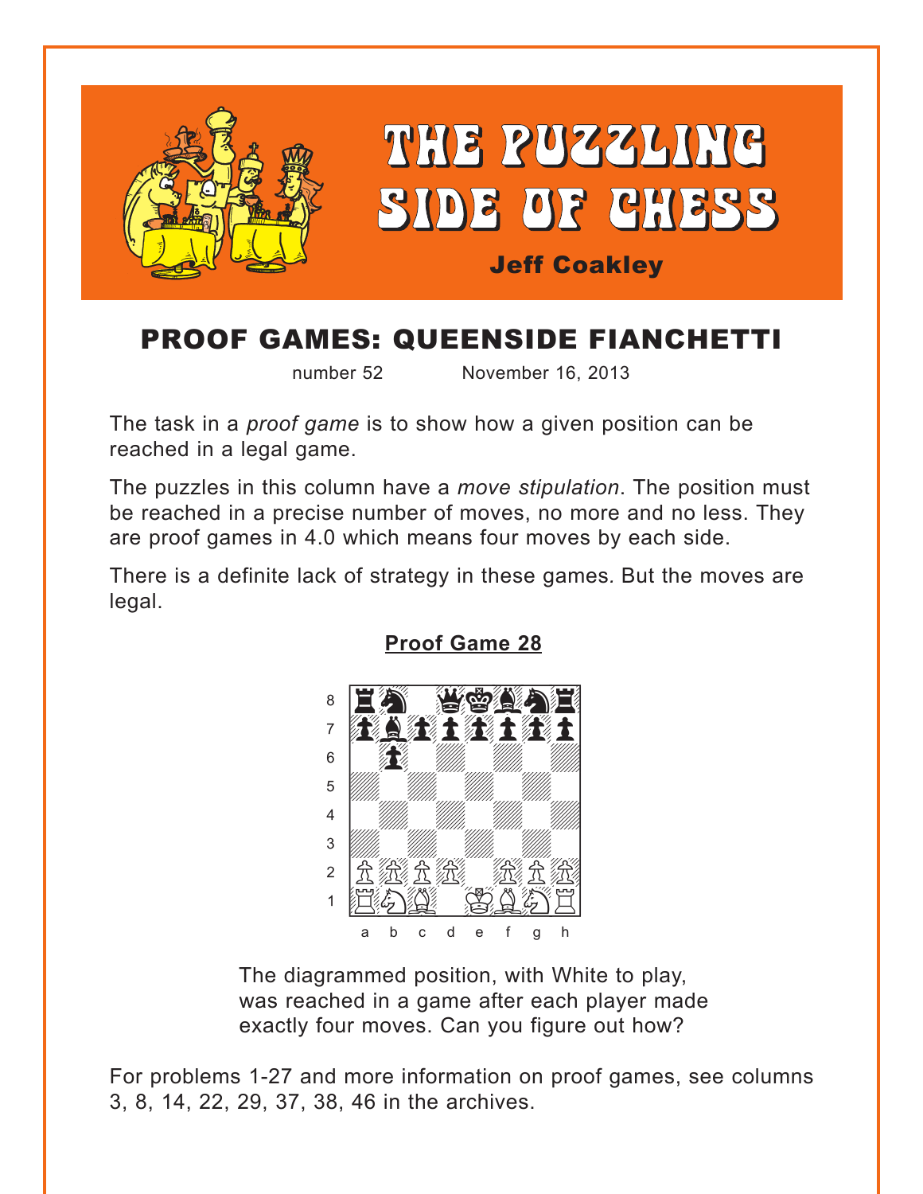# THE PUZZLING SIDE OF CHESS

**Jeff Coakley**

## PROOF GAMES: QUEENSIDE FIANCHETTI

number 52 November 16, 2013

The task in a *proof game* is to show how a given position can be reached in a legal game.

The puzzles in this column have a *move stipulation*. The position must be reached in a precise number of moves, no more and no less. They are proof games in 4.0 which means four moves by each side.

There is a definite lack of strategy in these games. But the moves are legal.

### Proof Game 28

The diagrammed position, with White to play, was reached in a game after each player made exactly four moves. Can you figure out how?

For problems 1-27 and more information on proof games, see columns 3, 8, 14, 22, 29, 37, 38, 46 in the archives.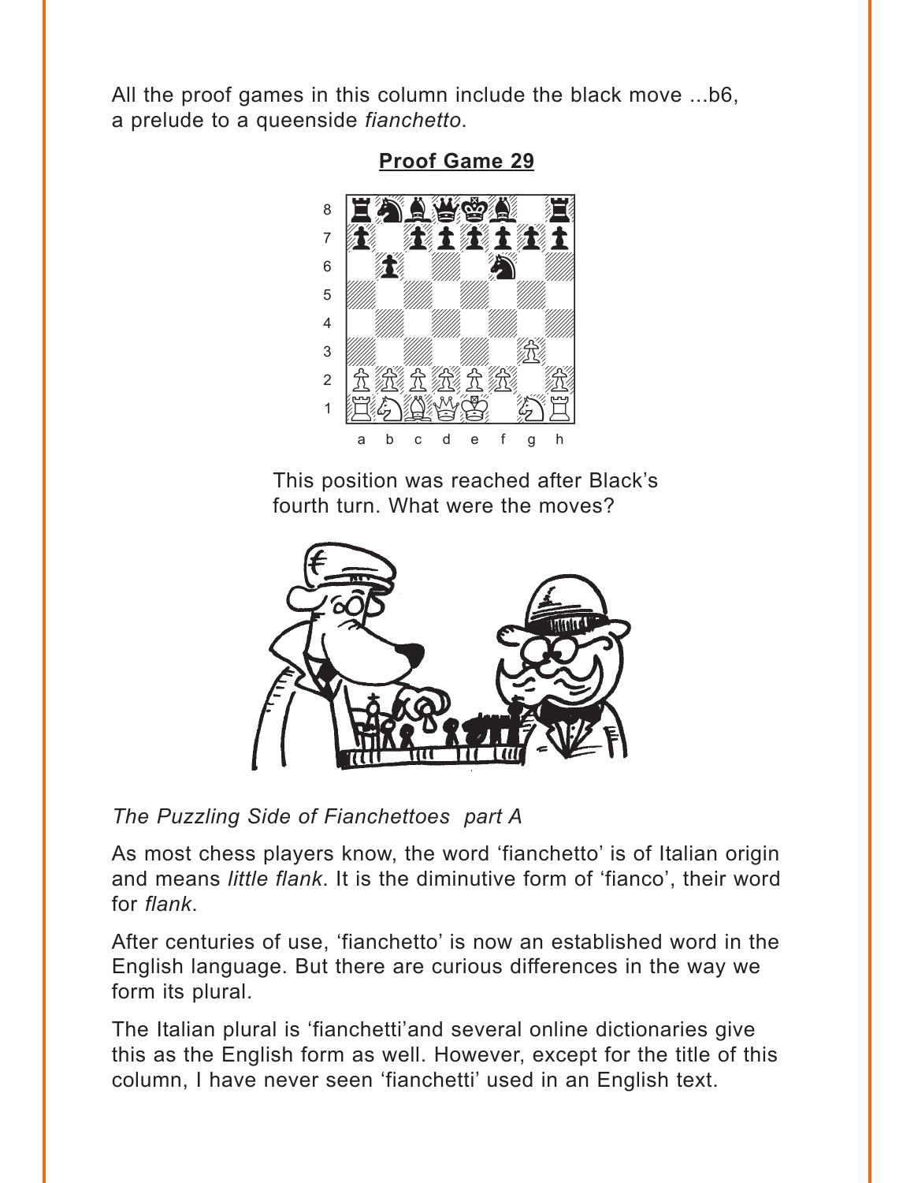All the proof games in this column include the black move ...b6, a prelude to a queenside *fianchetto*.

**Proof Game 29**

This position was reached after Black's fourth turn. What were the moves?

*The Puzzling Side of Fianchettoes part A*

As most chess players know, the word 'fianchetto' is of Italian origin and means *little flank*. It is the diminutive form of 'fianco', their word for *flank*.

After centuries of use, 'fianchetto' is now an established word in the English language. But there are curious differences in the way we form its plural.

The Italian plural is 'fianchetti'and several online dictionaries give this as the English form as well. However, except for the title of this column, I have never seen 'fianchetti' used in an English text.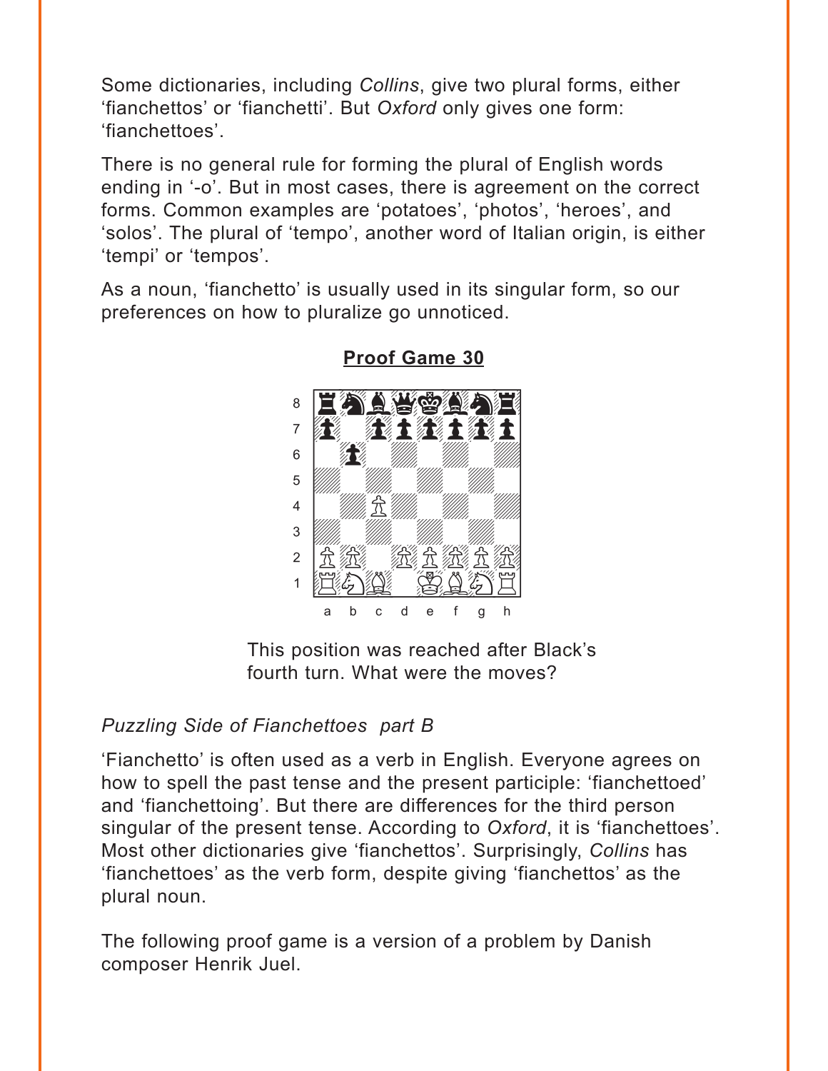Some dictionaries, including *Collins*, give two plural forms, either ‘fianchettos’ or ‘fianchetti’. But *Oxford* only gives one form: ‘fianchettoes’.

There is no general rule for forming the plural of English words ending in ‘-o’. But in most cases, there is agreement on the correct forms. Common examples are ‘potatoes’, ‘photos’, ‘heroes’, and ‘solos’. The plural of ‘tempo’, another word of Italian origin, is either ‘tempi’ or ‘tempos’.

As a noun, ‘fianchetto’ is usually used in its singular form, so our preferences on how to pluralize go unnoticed.

**Proof Game 30**

This position was reached after Black’s fourth turn. What were the moves?

*Puzzling Side of Fianchettoes part B*

‘Fianchetto’ is often used as a verb in English. Everyone agrees on how to spell the past tense and the present participle: ‘fianchettoed’ and ‘fianchettoing’. But there are differences for the third person singular of the present tense. According to *Oxford*, it is ‘fianchettoes’. Most other dictionaries give ‘fianchettos’. Surprisingly, *Collins* has ‘fianchettoes’ as the verb form, despite giving ‘fianchettos’ as the plural noun.

The following proof game is a version of a problem by Danish composer Henrik Juel.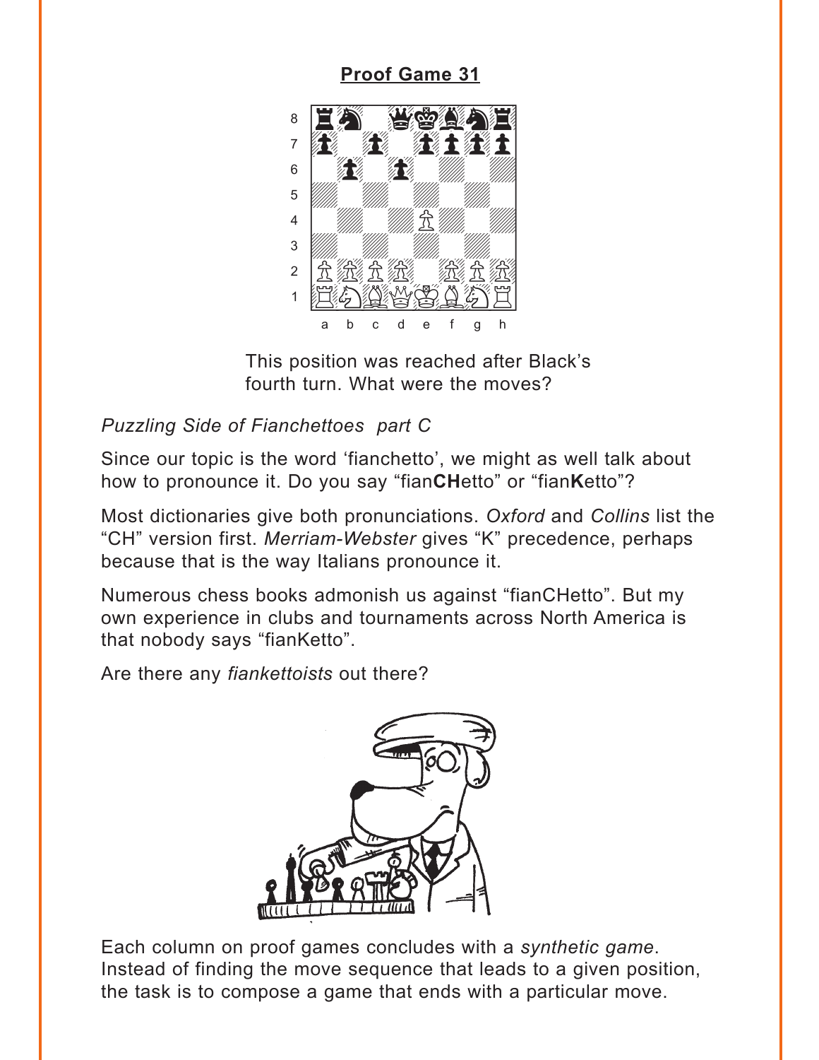## Proof Game 31

This position was reached after Black's fourth turn. What were the moves?

*Puzzling Side of Fianchettoes part C*

Since our topic is the word 'fianchetto', we might as well talk about how to pronounce it. Do you say "fian**CH**etto" or "fian**K**etto"?

Most dictionaries give both pronunciations. *Oxford* and *Collins* list the "CH" version first. *Merriam-Webster* gives "K" precedence, perhaps because that is the way Italians pronounce it.

Numerous chess books admonish us against "fianCHetto". But my own experience in clubs and tournaments across North America is that nobody says "fianKetto".

Are there any *fiankettoists* out there?

Each column on proof games concludes with a *synthetic game*. Instead of finding the move sequence that leads to a given position, the task is to compose a game that ends with a particular move.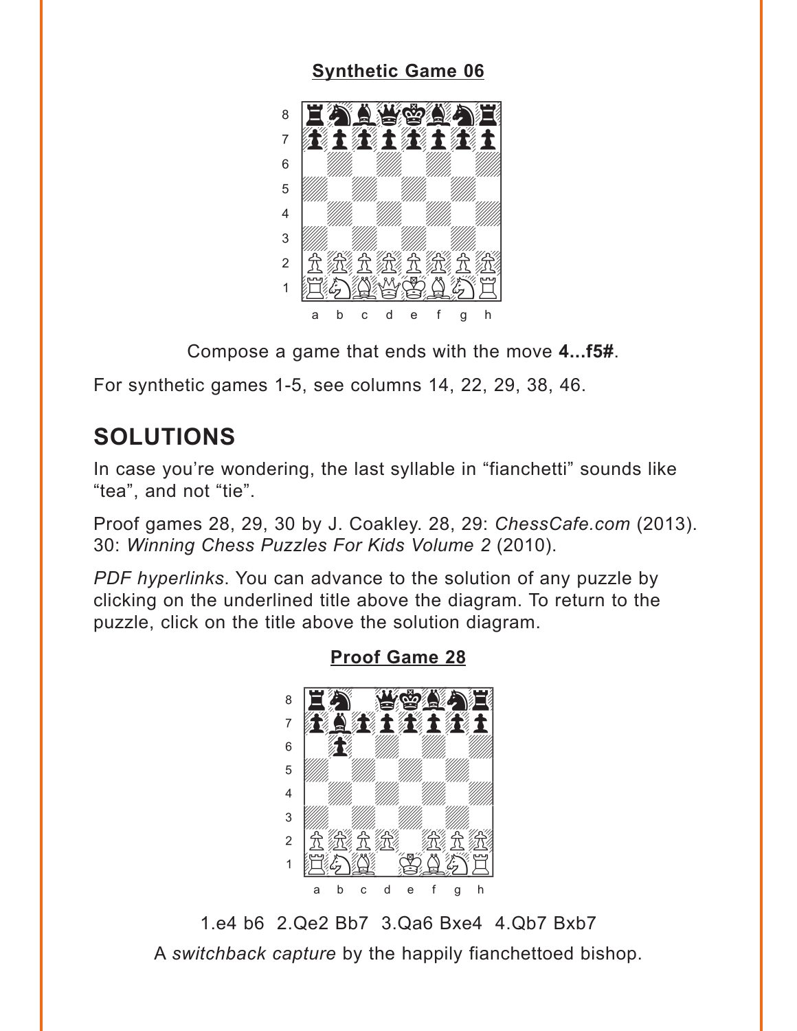**Synthetic Game 06**

Compose a game that ends with the move **4...f5#**.

For synthetic games 1-5, see columns 14, 22, 29, 38, 46.

## SOLUTIONS

In case you're wondering, the last syllable in "fianchetti" sounds like "tea", and not "tie".

Proof games 28, 29, 30 by J. Coakley. 28, 29: *ChessCafe.com* (2013). 30: *Winning Chess Puzzles For Kids Volume 2* (2010).

*PDF hyperlinks*. You can advance to the solution of any puzzle by clicking on the underlined title above the diagram. To return to the puzzle, click on the title above the solution diagram.

**Proof Game 28**

1.e4 b6 2.Qe2 Bb7 3.Qa6 Bxe4 4.Qb7 Bxb7

A *switchback capture* by the happily fianchettoed bishop.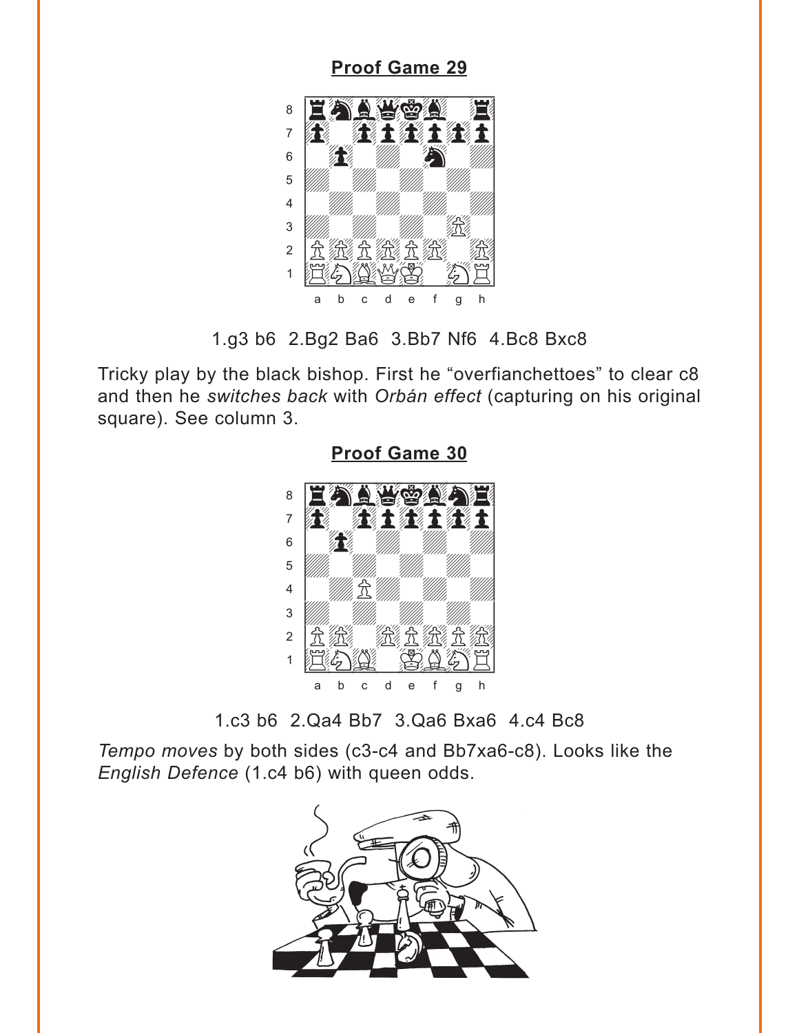## Proof Game 29

1.g3 b6 2.Bg2 Ba6 3.Bb7 Nf6 4.Bc8 Bxc8

Tricky play by the black bishop. First he "overfianchettoes" to clear c8 and then he *switches back* with *Orbán effect* (capturing on his original square). See column 3.

## Proof Game 30

1.c3 b6 2.Qa4 Bb7 3.Qa6 Bxa6 4.c4 Bc8

*Tempo moves* by both sides (c3-c4 and Bb7xa6-c8). Looks like the *English Defence* (1.c4 b6) with queen odds.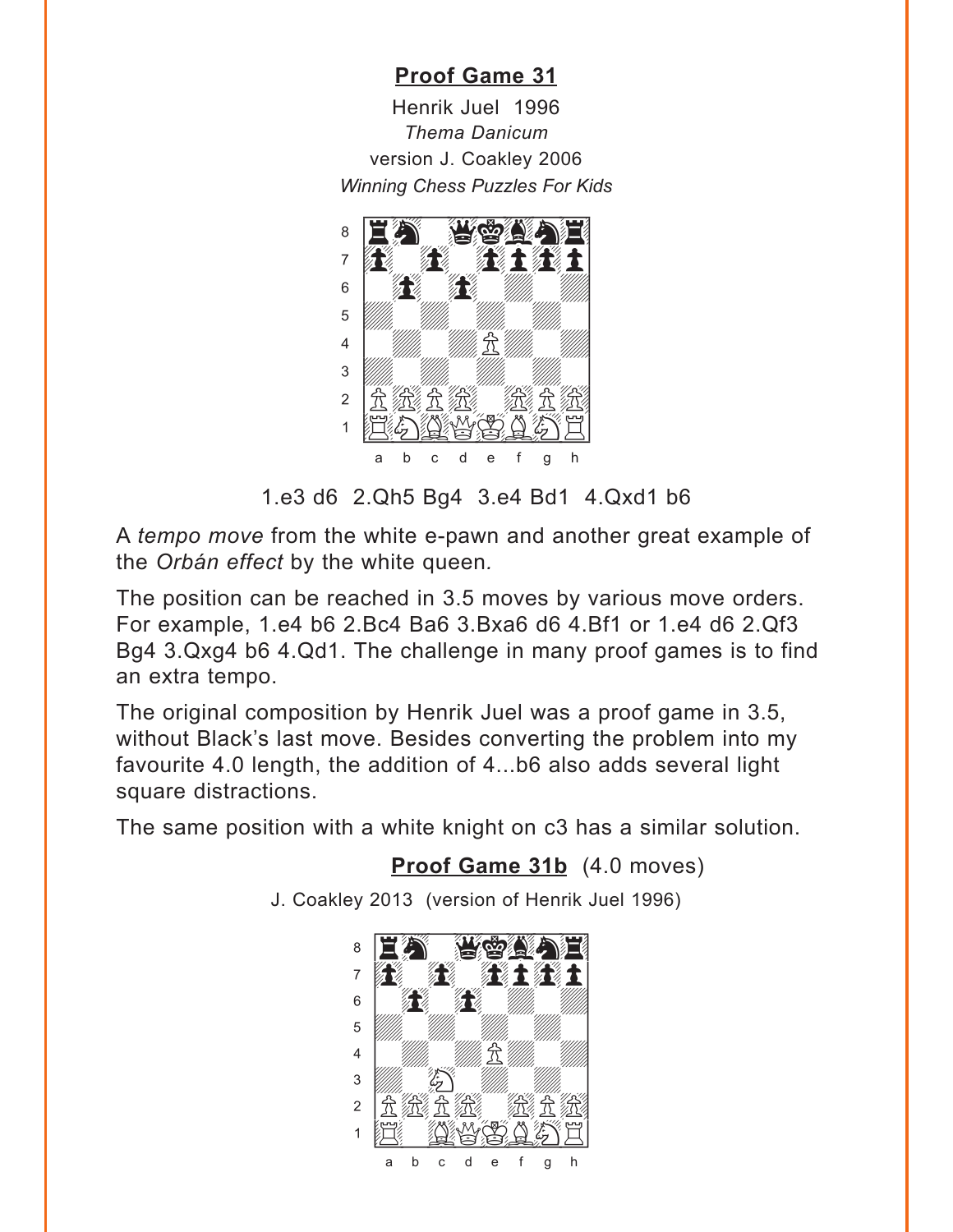## Proof Game 31

Henrik Juel 1996

*Thema Danicum*

version J. Coakley 2006

*Winning Chess Puzzles For Kids*

1.e3 d6 2.Qh5 Bg4 3.e4 Bd1 4.Qxd1 b6

A *tempo move* from the white e-pawn and another great example of the *Orbán effect* by the white queen.

The position can be reached in 3.5 moves by various move orders. For example, 1.e4 b6 2.Bc4 Ba6 3.Bxa6 d6 4.Bf1 or 1.e4 d6 2.Qf3 Bg4 3.Qxg4 b6 4.Qd1. The challenge in many proof games is to find an extra tempo.

The original composition by Henrik Juel was a proof game in 3.5, without Black's last move. Besides converting the problem into my favourite 4.0 length, the addition of 4...b6 also adds several light square distractions.

The same position with a white knight on c3 has a similar solution.

## Proof Game 31b (4.0 moves)

J. Coakley 2013 (version of Henrik Juel 1996)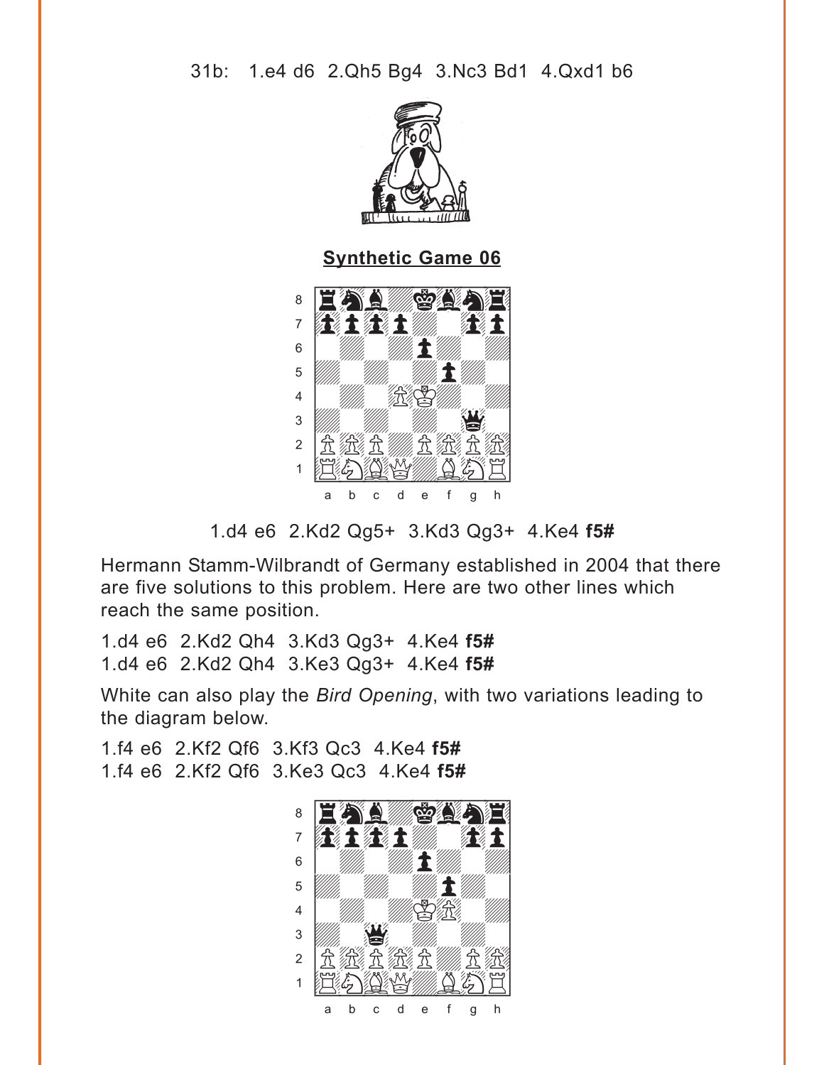31b: 1.e4 d6 2.Qh5 Bg4 3.Nc3 Bd1 4.Qxd1 b6

## Synthetic Game 06

1.d4 e6 2.Kd2 Qg5+ 3.Kd3 Qg3+ 4.Ke4 **f5#**

Hermann Stamm-Wilbrandt of Germany established in 2004 that there are five solutions to this problem. Here are two other lines which reach the same position.

1.d4 e6 2.Kd2 Qh4 3.Kd3 Qg3+ 4.Ke4 **f5#**
1.d4 e6 2.Kd2 Qh4 3.Ke3 Qg3+ 4.Ke4 **f5#**

White can also play the *Bird Opening*, with two variations leading to the diagram below.

1.f4 e6 2.Kf2 Qf6 3.Kf3 Qc3 4.Ke4 **f5#**
1.f4 e6 2.Kf2 Qf6 3.Ke3 Qc3 4.Ke4 **f5#**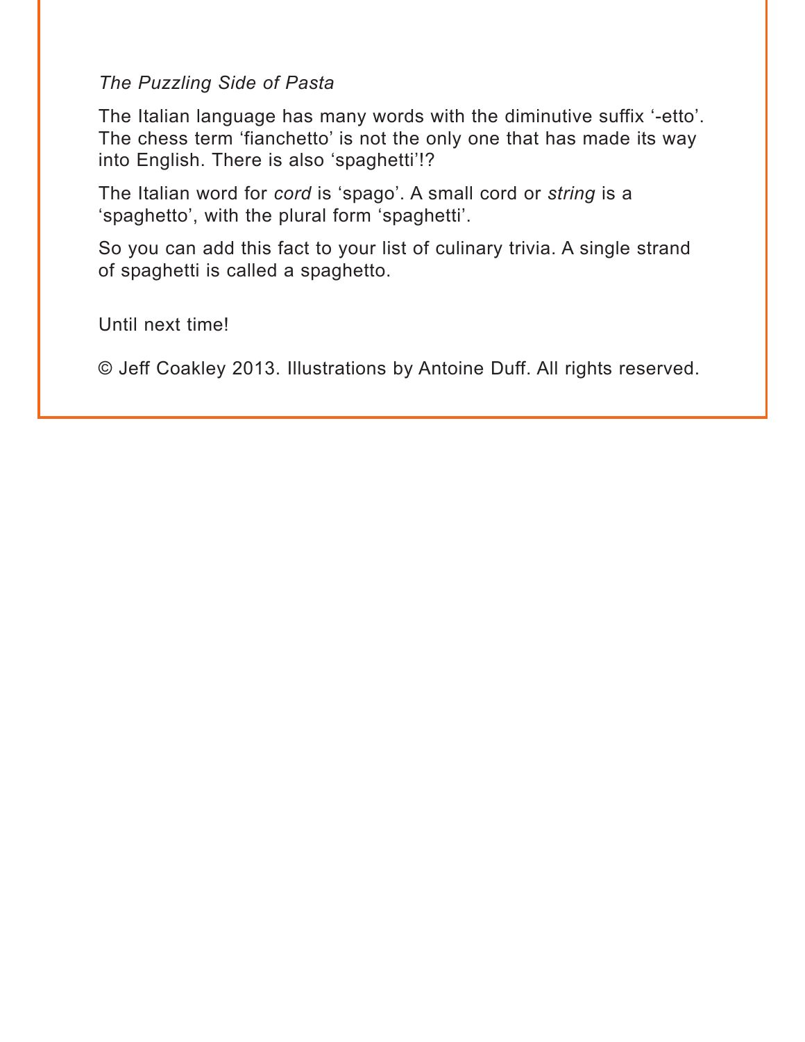*The Puzzling Side of Pasta*

The Italian language has many words with the diminutive suffix '-etto'. The chess term 'fianchetto' is not the only one that has made its way into English. There is also 'spaghetti'!?

The Italian word for *cord* is 'spago'. A small cord or *string* is a 'spaghetto', with the plural form 'spaghetti'.

So you can add this fact to your list of culinary trivia. A single strand of spaghetti is called a spaghetto.

Until next time!

© Jeff Coakley 2013. Illustrations by Antoine Duff. All rights reserved.